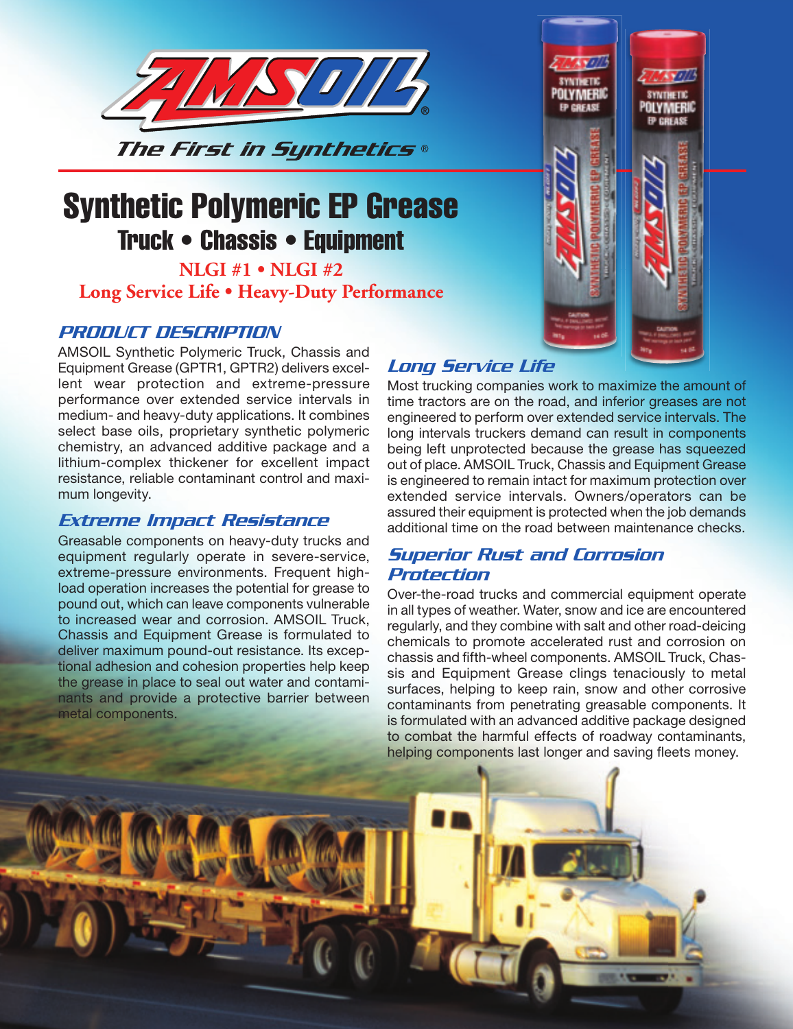AMSOIL

*The First in Synthetics*®

# Synthetic Polymeric EP Grease

## Truck • Chassis • Equipment

**NLGI #1 • NLGI #2**

**Long Service Life • Heavy-Duty Performance**

### *PRODUCT DESCRIPTION*

AMSOIL Synthetic Polymeric Truck, Chassis and Equipment Grease (GPTR1, GPTR2) delivers excellent wear protection and extreme-pressure performance over extended service intervals in medium- and heavy-duty applications. It combines select base oils, proprietary synthetic polymeric chemistry, an advanced additive package and a lithium-complex thickener for excellent impact resistance, reliable contaminant control and maximum longevity.

### *Extreme Impact Resistance*

Greasable components on heavy-duty trucks and equipment regularly operate in severe-service, extreme-pressure environments. Frequent high-load operation increases the potential for grease to pound out, which can leave components vulnerable to increased wear and corrosion. AMSOIL Truck, Chassis and Equipment Grease is formulated to deliver maximum pound-out resistance. Its exceptional adhesion and cohesion properties help keep the grease in place to seal out water and contaminants and provide a protective barrier between metal components.

### *Long Service Life*

Most trucking companies work to maximize the amount of time tractors are on the road, and inferior greases are not engineered to perform over extended service intervals. The long intervals truckers demand can result in components being left unprotected because the grease has squeezed out of place. AMSOIL Truck, Chassis and Equipment Grease is engineered to remain intact for maximum protection over extended service intervals. Owners/operators can be assured their equipment is protected when the job demands additional time on the road between maintenance checks.

### *Superior Rust and Corrosion Protection*

Over-the-road trucks and commercial equipment operate in all types of weather. Water, snow and ice are encountered regularly, and they combine with salt and other road-deicing chemicals to promote accelerated rust and corrosion on chassis and fifth-wheel components. AMSOIL Truck, Chassis and Equipment Grease clings tenaciously to metal surfaces, helping to keep rain, snow and other corrosive contaminants from penetrating greasable components. It is formulated with an advanced additive package designed to combat the harmful effects of roadway contaminants, helping components last longer and saving fleets money.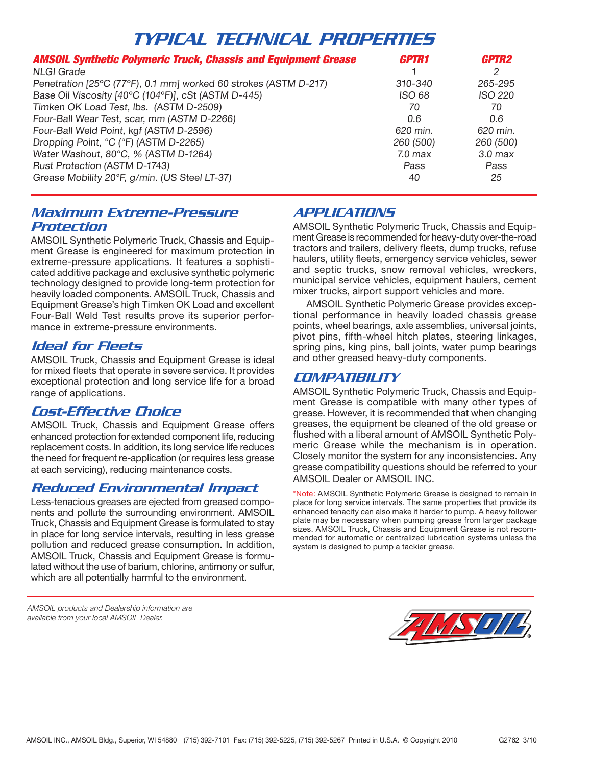# TYPICAL TECHNICAL PROPERTIES

| AMSOIL Synthetic Polymeric Truck, Chassis and Equipment Grease | GPTR1 | GPTR2 |
|---|---|---|
| NLGI Grade | 1 | 2 |
| Penetration [25ºC (77ºF), 0.1 mm] worked 60 strokes (ASTM D-217) | 310-340 | 265-295 |
| Base Oil Viscosity [40ºC (104ºF)], cSt (ASTM D-445) | ISO 68 | ISO 220 |
| Timken OK Load Test, lbs. (ASTM D-2509) | 70 | 70 |
| Four-Ball Wear Test, scar, mm (ASTM D-2266) | 0.6 | 0.6 |
| Four-Ball Weld Point, kgf (ASTM D-2596) | 620 min. | 620 min. |
| Dropping Point, °C (°F) (ASTM D-2265) | 260 (500) | 260 (500) |
| Water Washout, 80°C, % (ASTM D-1264) | 7.0 max | 3.0 max |
| Rust Protection (ASTM D-1743) | Pass | Pass |
| Grease Mobility 20°F, g/min. (US Steel LT-37) | 40 | 25 |

## Maximum Extreme-Pressure Protection

AMSOIL Synthetic Polymeric Truck, Chassis and Equipment Grease is engineered for maximum protection in extreme-pressure applications. It features a sophisticated additive package and exclusive synthetic polymeric technology designed to provide long-term protection for heavily loaded components. AMSOIL Truck, Chassis and Equipment Grease's high Timken OK Load and excellent Four-Ball Weld Test results prove its superior performance in extreme-pressure environments.

## Ideal for Fleets

AMSOIL Truck, Chassis and Equipment Grease is ideal for mixed fleets that operate in severe service. It provides exceptional protection and long service life for a broad range of applications.

## Cost-Effective Choice

AMSOIL Truck, Chassis and Equipment Grease offers enhanced protection for extended component life, reducing replacement costs. In addition, its long service life reduces the need for frequent re-application (or requires less grease at each servicing), reducing maintenance costs.

## Reduced Environmental Impact

Less-tenacious greases are ejected from greased components and pollute the surrounding environment. AMSOIL Truck, Chassis and Equipment Grease is formulated to stay in place for long service intervals, resulting in less grease pollution and reduced grease consumption. In addition, AMSOIL Truck, Chassis and Equipment Grease is formulated without the use of barium, chlorine, antimony or sulfur, which are all potentially harmful to the environment.

## APPLICATIONS

AMSOIL Synthetic Polymeric Truck, Chassis and Equipment Grease is recommended for heavy-duty over-the-road tractors and trailers, delivery fleets, dump trucks, refuse haulers, utility fleets, emergency service vehicles, sewer and septic trucks, snow removal vehicles, wreckers, municipal service vehicles, equipment haulers, cement mixer trucks, airport support vehicles and more.

AMSOIL Synthetic Polymeric Grease provides exceptional performance in heavily loaded chassis grease points, wheel bearings, axle assemblies, universal joints, pivot pins, fifth-wheel hitch plates, steering linkages, spring pins, king pins, ball joints, water pump bearings and other greased heavy-duty components.

## COMPATIBILITY

AMSOIL Synthetic Polymeric Truck, Chassis and Equipment Grease is compatible with many other types of grease. However, it is recommended that when changing greases, the equipment be cleaned of the old grease or flushed with a liberal amount of AMSOIL Synthetic Polymeric Grease while the mechanism is in operation. Closely monitor the system for any inconsistencies. Any grease compatibility questions should be referred to your AMSOIL Dealer or AMSOIL INC.

*Note: AMSOIL Synthetic Polymeric Grease is designed to remain in place for long service intervals. The same properties that provide its enhanced tenacity can also make it harder to pump. A heavy follower plate may be necessary when pumping grease from larger package sizes. AMSOIL Truck, Chassis and Equipment Grease is not recommended for automatic or centralized lubrication systems unless the system is designed to pump a tackier grease.

*AMSOIL products and Dealership information are available from your local AMSOIL Dealer.*

AMSOIL

AMSOIL INC., AMSOIL Bldg., Superior, WI 54880 (715) 392-7101 Fax: (715) 392-5225, (715) 392-5267 Printed in U.S.A. © Copyright 2010 G2762 3/10